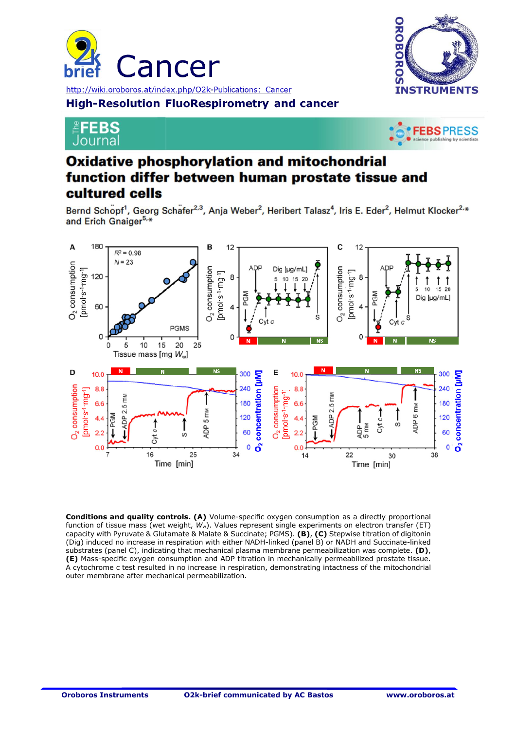# Cancer

http://wiki.oroboros.at/index.php/O2k-Publications:_Cancer

## High-Resolution FluoRespirometry and cancer

# Oxidative phosphorylation and mitochondrial function differ between human prostate tissue and cultured cells

Bernd Schöpf[1], Georg Schäfer[2,3], Anja Weber[2], Heribert Talasz[4], Iris E. Eder[2], Helmut Klocker[2,*] and Erich Gnaiger[5,*]

**Conditions and quality controls. (A)** Volume-specific oxygen consumption as a directly proportional function of tissue mass (wet weight, $W_w$). Values represent single experiments on electron transfer (ET) capacity with Pyruvate & Glutamate & Malate & Succinate; PGMS). **(B)**, **(C)** Stepwise titration of digitonin (Dig) induced no increase in respiration with either NADH-linked (panel B) or NADH and Succinate-linked substrates (panel C), indicating that mechanical plasma membrane permeabilization was complete. **(D)**, **(E)** Mass-specific oxygen consumption and ADP titration in mechanically permeabilized prostate tissue. A cytochrome c test resulted in no increase in respiration, demonstrating intactness of the mitochondrial outer membrane after mechanical permeabilization.

Oroboros Instruments | O2k-brief communicated by AC Bastos | www.oroboros.at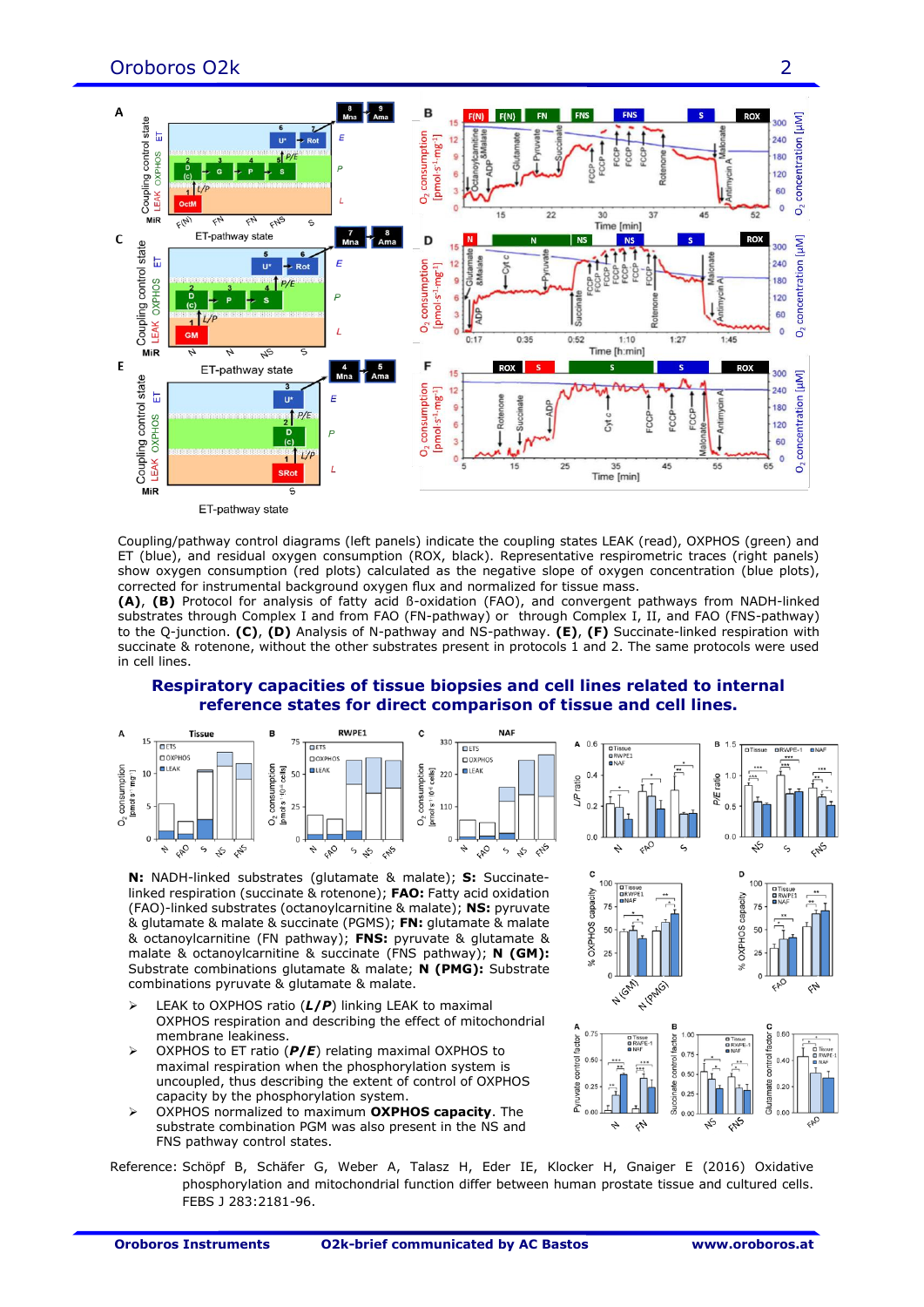Coupling/pathway control diagrams (left panels) indicate the coupling states LEAK (read), OXPHOS (green) and ET (blue), and residual oxygen consumption (ROX, black). Representative respirometric traces (right panels) show oxygen consumption (red plots) calculated as the negative slope of oxygen concentration (blue plots), corrected for instrumental background oxygen flux and normalized for tissue mass.
**(A)**, **(B)** Protocol for analysis of fatty acid ß-oxidation (FAO), and convergent pathways from NADH-linked substrates through Complex I and from FAO (FN-pathway) or through Complex I, II, and FAO (FNS-pathway) to the Q-junction. **(C)**, **(D)** Analysis of N-pathway and NS-pathway. **(E)**, **(F)** Succinate-linked respiration with succinate & rotenone, without the other substrates present in protocols 1 and 2. The same protocols were used in cell lines.

## Respiratory capacities of tissue biopsies and cell lines related to internal reference states for direct comparison of tissue and cell lines.

**N:** NADH-linked substrates (glutamate & malate); **S:** Succinate-linked respiration (succinate & rotenone); **FAO:** Fatty acid oxidation (FAO)-linked substrates (octanoylcarnitine & malate); **NS:** pyruvate & glutamate & malate & succinate (PGMS); **FN:** glutamate & malate & octanoylcarnitine (FN pathway); **FNS:** pyruvate & glutamate & malate & octanoylcarnitine & succinate (FNS pathway); **N (GM):** Substrate combinations glutamate & malate; **N (PMG):** Substrate combinations pyruvate & glutamate & malate.

- LEAK to OXPHOS ratio (***L/P***) linking LEAK to maximal OXPHOS respiration and describing the effect of mitochondrial membrane leakiness.
- OXPHOS to ET ratio (***P/E***) relating maximal OXPHOS to maximal respiration when the phosphorylation system is uncoupled, thus describing the extent of control of OXPHOS capacity by the phosphorylation system.
- OXPHOS normalized to maximum **OXPHOS capacity**. The substrate combination PGM was also present in the NS and FNS pathway control states.

Reference: Schöpf B, Schäfer G, Weber A, Talasz H, Eder IE, Klocker H, Gnaiger E (2016) Oxidative phosphorylation and mitochondrial function differ between human prostate tissue and cultured cells. FEBS J 283:2181-96.